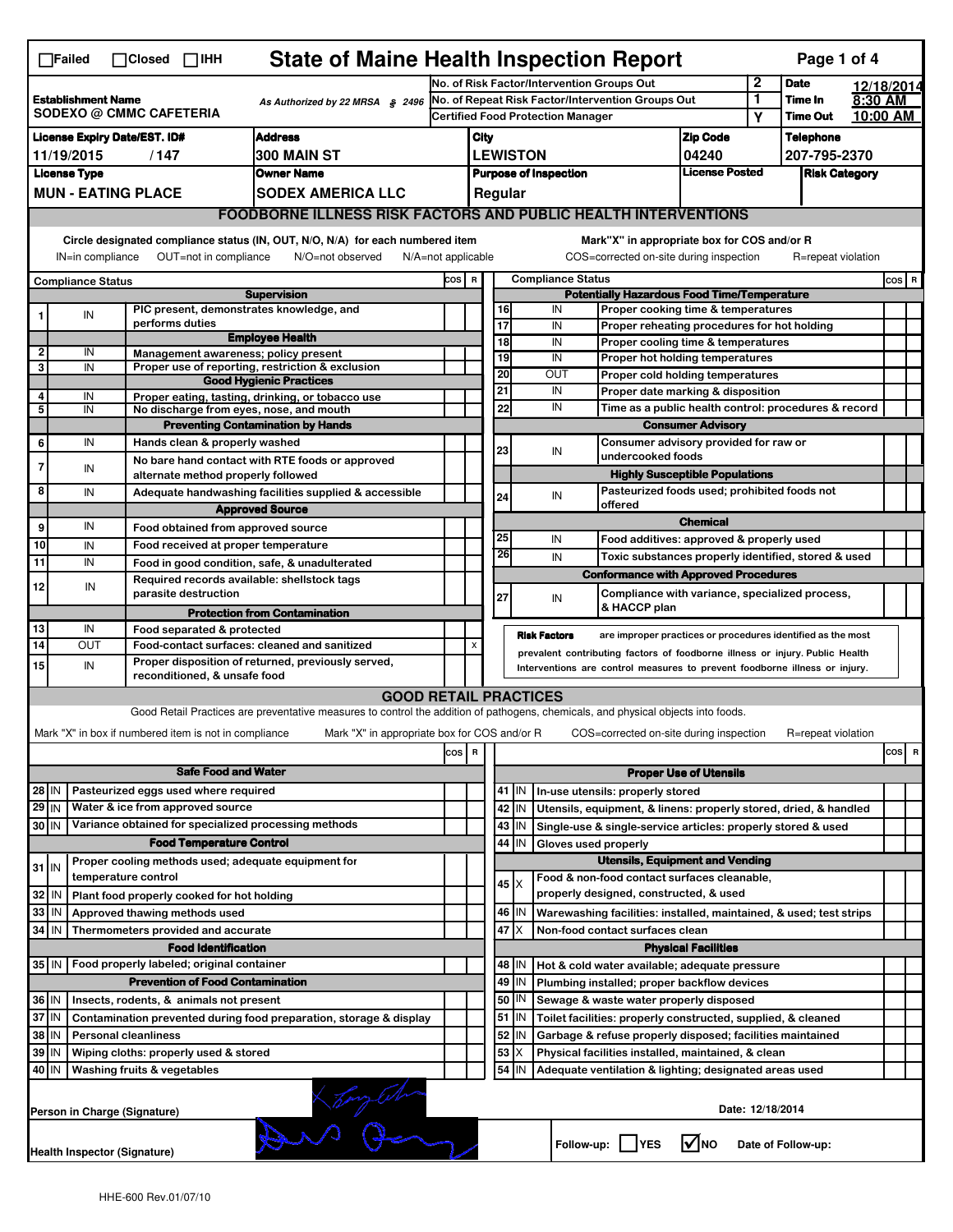☐Failed ☐Closed ☐IHH

# State of Maine Health Inspection Report

| | | |
|---|---|---|
| No. of Risk Factor/Intervention Groups Out | 2 | Date 12/18/2014 |
| No. of Repeat Risk Factor/Intervention Groups Out | 1 | Time In 8:30 AM |
| Certified Food Protection Manager | Y | Time Out 10:00 AM |

**Establishment Name:** SODEXO @ CMMC CAFETERIA
As Authorized by 22 MRSA § 2496

| License Expiry Date/EST. ID# | Address | City | Zip Code | Telephone |
|---|---|---|---|---|
| 11/19/2015 / 147 | 300 MAIN ST | LEWISTON | 04240 | 207-795-2370 |

| License Type | Owner Name | Purpose of Inspection | License Posted | Risk Category |
|---|---|---|---|---|
| MUN - EATING PLACE | SODEX AMERICA LLC | Regular | | |

## FOODBORNE ILLNESS RISK FACTORS AND PUBLIC HEALTH INTERVENTIONS

Circle designated compliance status (IN, OUT, N/O, N/A) for each numbered item. IN=in compliance OUT=not in compliance N/O=not observed N/A=not applicable

Mark "X" in appropriate box for COS and/or R. COS=corrected on-site during inspection R=repeat violation

| # | Compliance Status | Item | COS | R |
|---|---|---|---|---|
| | | **Supervision** | | |
| 1 | IN | PIC present, demonstrates knowledge, and performs duties | | |
| | | **Employee Health** | | |
| 2 | IN | Management awareness; policy present | | |
| 3 | IN | Proper use of reporting, restriction & exclusion | | |
| | | **Good Hygienic Practices** | | |
| 4 | IN | Proper eating, tasting, drinking, or tobacco use | | |
| 5 | IN | No discharge from eyes, nose, and mouth | | |
| | | **Preventing Contamination by Hands** | | |
| 6 | IN | Hands clean & properly washed | | |
| 7 | IN | No bare hand contact with RTE foods or approved alternate method properly followed | | |
| 8 | IN | Adequate handwashing facilities supplied & accessible | | |
| | | **Approved Source** | | |
| 9 | IN | Food obtained from approved source | | |
| 10 | IN | Food received at proper temperature | | |
| 11 | IN | Food in good condition, safe, & unadulterated | | |
| 12 | IN | Required records available: shellstock tags parasite destruction | | |
| | | **Protection from Contamination** | | |
| 13 | IN | Food separated & protected | | |
| 14 | OUT | Food-contact surfaces: cleaned and sanitized | | X |
| 15 | IN | Proper disposition of returned, previously served, reconditioned, & unsafe food | | |
| | | **Potentially Hazardous Food Time/Temperature** | | |
| 16 | IN | Proper cooking time & temperatures | | |
| 17 | IN | Proper reheating procedures for hot holding | | |
| 18 | IN | Proper cooling time & temperatures | | |
| 19 | IN | Proper hot holding temperatures | | |
| 20 | OUT | Proper cold holding temperatures | | |
| 21 | IN | Proper date marking & disposition | | |
| 22 | IN | Time as a public health control: procedures & record | | |
| | | **Consumer Advisory** | | |
| 23 | IN | Consumer advisory provided for raw or undercooked foods | | |
| | | **Highly Susceptible Populations** | | |
| 24 | IN | Pasteurized foods used; prohibited foods not offered | | |
| | | **Chemical** | | |
| 25 | IN | Food additives: approved & properly used | | |
| 26 | IN | Toxic substances properly identified, stored & used | | |
| | | **Conformance with Approved Procedures** | | |
| 27 | IN | Compliance with variance, specialized process, & HACCP plan | | |

**Risk Factors** are improper practices or procedures identified as the most prevalent contributing factors of foodborne illness or injury. Public Health Interventions are control measures to prevent foodborne illness or injury.

## GOOD RETAIL PRACTICES

Good Retail Practices are preventative measures to control the addition of pathogens, chemicals, and physical objects into foods.

Mark "X" in box if numbered item is not in compliance. Mark "X" in appropriate box for COS and/or R. COS=corrected on-site during inspection R=repeat violation

| # | Status | Item | COS | R |
|---|---|---|---|---|
| | | **Safe Food and Water** | | |
| 28 | IN | Pasteurized eggs used where required | | |
| 29 | IN | Water & ice from approved source | | |
| 30 | IN | Variance obtained for specialized processing methods | | |
| | | **Food Temperature Control** | | |
| 31 | IN | Proper cooling methods used; adequate equipment for temperature control | | |
| 32 | IN | Plant food properly cooked for hot holding | | |
| 33 | IN | Approved thawing methods used | | |
| 34 | IN | Thermometers provided and accurate | | |
| | | **Food Identification** | | |
| 35 | IN | Food properly labeled; original container | | |
| | | **Prevention of Food Contamination** | | |
| 36 | IN | Insects, rodents, & animals not present | | |
| 37 | IN | Contamination prevented during food preparation, storage & display | | |
| 38 | IN | Personal cleanliness | | |
| 39 | IN | Wiping cloths: properly used & stored | | |
| 40 | IN | Washing fruits & vegetables | | |
| | | **Proper Use of Utensils** | | |
| 41 | IN | In-use utensils: properly stored | | |
| 42 | IN | Utensils, equipment, & linens: properly stored, dried, & handled | | |
| 43 | IN | Single-use & single-service articles: properly stored & used | | |
| 44 | IN | Gloves used properly | | |
| | | **Utensils, Equipment and Vending** | | |
| 45 | X | Food & non-food contact surfaces cleanable, properly designed, constructed, & used | | |
| 46 | IN | Warewashing facilities: installed, maintained, & used; test strips | | |
| 47 | X | Non-food contact surfaces clean | | |
| | | **Physical Facilities** | | |
| 48 | IN | Hot & cold water available; adequate pressure | | |
| 49 | IN | Plumbing installed; proper backflow devices | | |
| 50 | IN | Sewage & waste water properly disposed | | |
| 51 | IN | Toilet facilities: properly constructed, supplied, & cleaned | | |
| 52 | IN | Garbage & refuse properly disposed; facilities maintained | | |
| 53 | X | Physical facilities installed, maintained, & clean | | |
| 54 | IN | Adequate ventilation & lighting; designated areas used | | |

Person in Charge (Signature) [signature] Date: 12/18/2014

Health Inspector (Signature) [signature] Follow-up: ☐ YES ☑ NO Date of Follow-up:

HHE-600 Rev.01/07/10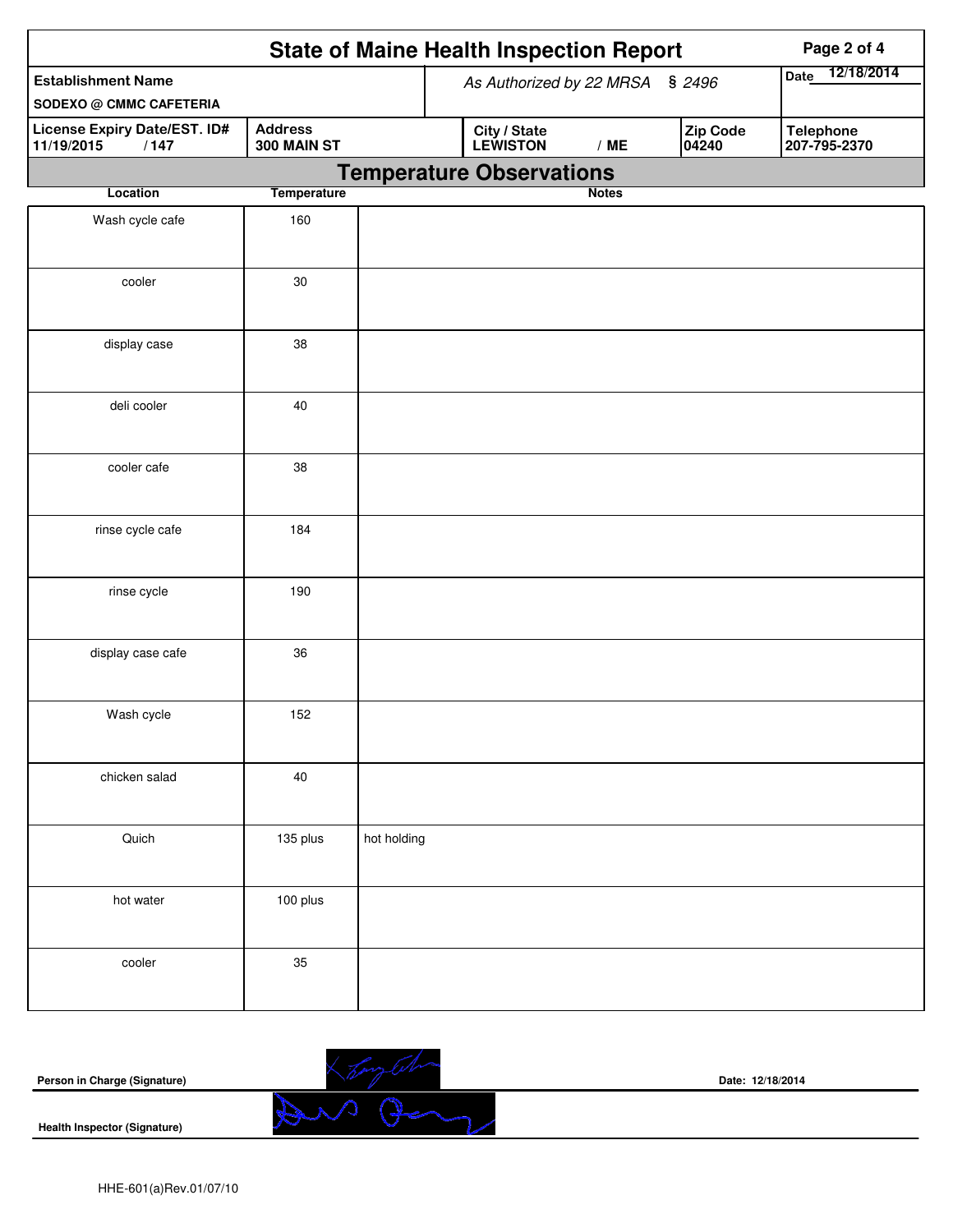# State of Maine Health Inspection Report

| Establishment Name | As Authorized by 22 MRSA § 2496 | Date 12/18/2014 |
|---|---|---|
| SODEXO @ CMMC CAFETERIA | | |

| License Expiry Date/EST. ID# | Address | City / State | Zip Code | Telephone |
|---|---|---|---|---|
| 11/19/2015 / 147 | 300 MAIN ST | LEWISTON / ME | 04240 | 207-795-2370 |

## Temperature Observations

| Location | Temperature | Notes |
|---|---|---|
| Wash cycle cafe | 160 | |
| cooler | 30 | |
| display case | 38 | |
| deli cooler | 40 | |
| cooler cafe | 38 | |
| rinse cycle cafe | 184 | |
| rinse cycle | 190 | |
| display case cafe | 36 | |
| Wash cycle | 152 | |
| chicken salad | 40 | |
| Quich | 135 plus | hot holding |
| hot water | 100 plus | |
| cooler | 35 | |

**Person in Charge (Signature)** &nbsp;&nbsp;&nbsp;&nbsp; **Date: 12/18/2014**

**Health Inspector (Signature)**

HHE-601(a)Rev.01/07/10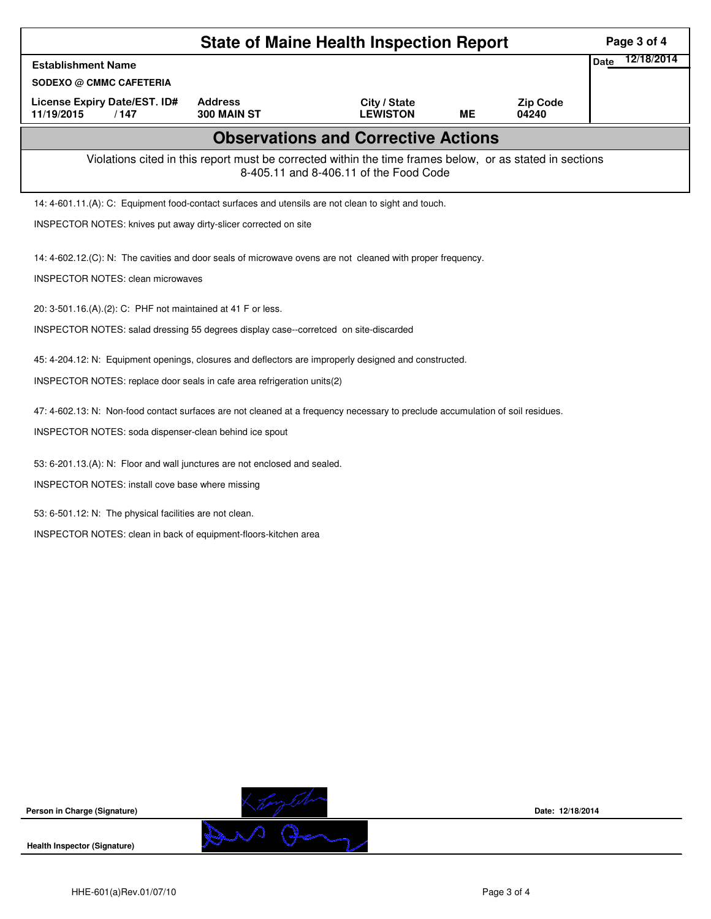# State of Maine Health Inspection Report

| Establishment Name | | | | | Date 12/18/2014 |
|---|---|---|---|---|---|
| SODEXO @ CMMC CAFETERIA | | | | | |
| License Expiry Date/EST. ID# | Address | City / State | | Zip Code | |
| 11/19/2015 / 147 | 300 MAIN ST | LEWISTON | ME | 04240 | |

## Observations and Corrective Actions

Violations cited in this report must be corrected within the time frames below, or as stated in sections 8-405.11 and 8-406.11 of the Food Code

14: 4-601.11.(A): C: Equipment food-contact surfaces and utensils are not clean to sight and touch.

INSPECTOR NOTES: knives put away dirty-slicer corrected on site

14: 4-602.12.(C): N: The cavities and door seals of microwave ovens are not cleaned with proper frequency.

INSPECTOR NOTES: clean microwaves

20: 3-501.16.(A).(2): C: PHF not maintained at 41 F or less.

INSPECTOR NOTES: salad dressing 55 degrees display case--corretced on site-discarded

45: 4-204.12: N: Equipment openings, closures and deflectors are improperly designed and constructed.

INSPECTOR NOTES: replace door seals in cafe area refrigeration units(2)

47: 4-602.13: N: Non-food contact surfaces are not cleaned at a frequency necessary to preclude accumulation of soil residues.

INSPECTOR NOTES: soda dispenser-clean behind ice spout

53: 6-201.13.(A): N: Floor and wall junctures are not enclosed and sealed.

INSPECTOR NOTES: install cove base where missing

53: 6-501.12: N: The physical facilities are not clean.

INSPECTOR NOTES: clean in back of equipment-floors-kitchen area

Person in Charge (Signature) Date: 12/18/2014

Health Inspector (Signature)

HHE-601(a)Rev.01/07/10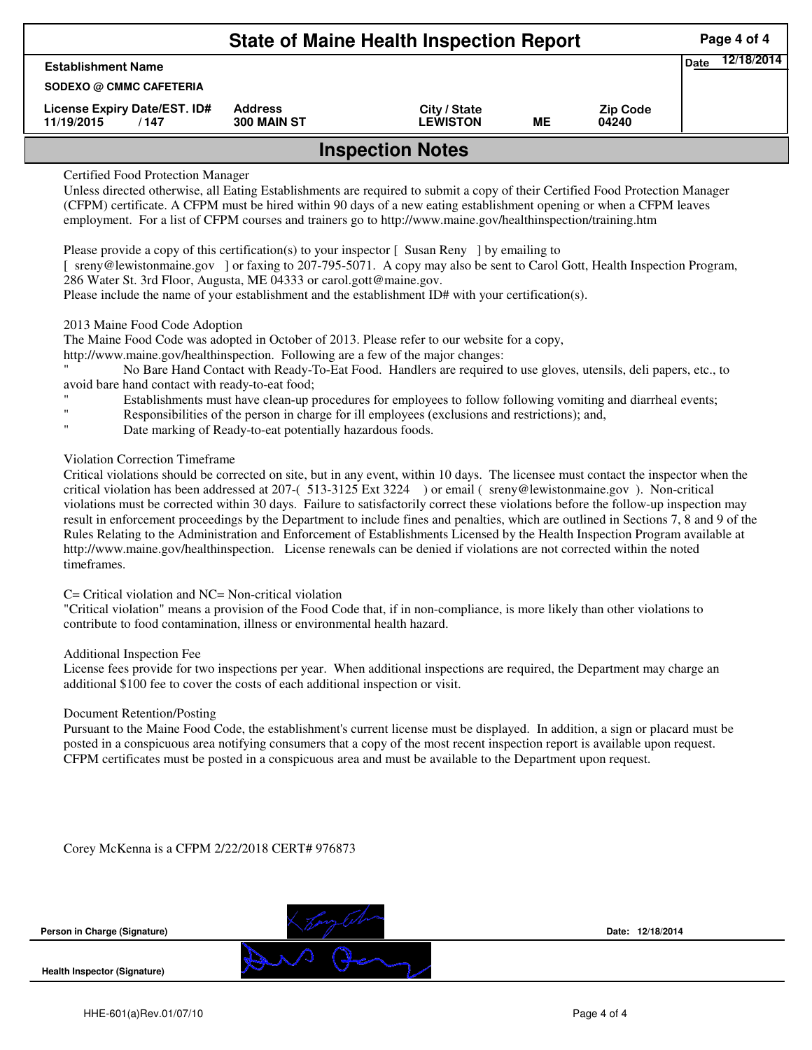# State of Maine Health Inspection Report

| Establishment Name | | | | | Date 12/18/2014 |
|---|---|---|---|---|---|
| SODEXO @ CMMC CAFETERIA | | | | | |
| License Expiry Date/EST. ID# | Address | City / State | | Zip Code | |
| 11/19/2015 / 147 | 300 MAIN ST | LEWISTON | ME | 04240 | |

## Inspection Notes

Certified Food Protection Manager

Unless directed otherwise, all Eating Establishments are required to submit a copy of their Certified Food Protection Manager (CFPM) certificate. A CFPM must be hired within 90 days of a new eating establishment opening or when a CFPM leaves employment. For a list of CFPM courses and trainers go to http://www.maine.gov/healthinspection/training.htm

Please provide a copy of this certification(s) to your inspector [ Susan Reny ] by emailing to [ sreny@lewistonmaine.gov ] or faxing to 207-795-5071. A copy may also be sent to Carol Gott, Health Inspection Program, 286 Water St. 3rd Floor, Augusta, ME 04333 or carol.gott@maine.gov.

Please include the name of your establishment and the establishment ID# with your certification(s).

2013 Maine Food Code Adoption

The Maine Food Code was adopted in October of 2013. Please refer to our website for a copy, http://www.maine.gov/healthinspection. Following are a few of the major changes:

" No Bare Hand Contact with Ready-To-Eat Food. Handlers are required to use gloves, utensils, deli papers, etc., to avoid bare hand contact with ready-to-eat food;

" Establishments must have clean-up procedures for employees to follow following vomiting and diarrheal events;

" Responsibilities of the person in charge for ill employees (exclusions and restrictions); and,

" Date marking of Ready-to-eat potentially hazardous foods.

Violation Correction Timeframe

Critical violations should be corrected on site, but in any event, within 10 days. The licensee must contact the inspector when the critical violation has been addressed at 207-( 513-3125 Ext 3224 ) or email ( sreny@lewistonmaine.gov ). Non-critical violations must be corrected within 30 days. Failure to satisfactorily correct these violations before the follow-up inspection may result in enforcement proceedings by the Department to include fines and penalties, which are outlined in Sections 7, 8 and 9 of the Rules Relating to the Administration and Enforcement of Establishments Licensed by the Health Inspection Program available at http://www.maine.gov/healthinspection. License renewals can be denied if violations are not corrected within the noted timeframes.

C= Critical violation and NC= Non-critical violation

"Critical violation" means a provision of the Food Code that, if in non-compliance, is more likely than other violations to contribute to food contamination, illness or environmental health hazard.

Additional Inspection Fee

License fees provide for two inspections per year. When additional inspections are required, the Department may charge an additional $100 fee to cover the costs of each additional inspection or visit.

Document Retention/Posting

Pursuant to the Maine Food Code, the establishment's current license must be displayed. In addition, a sign or placard must be posted in a conspicuous area notifying consumers that a copy of the most recent inspection report is available upon request. CFPM certificates must be posted in a conspicuous area and must be available to the Department upon request.

Corey McKenna is a CFPM 2/22/2018 CERT# 976873

**Person in Charge (Signature)** Date: 12/18/2014

**Health Inspector (Signature)**

HHE-601(a)Rev.01/07/10